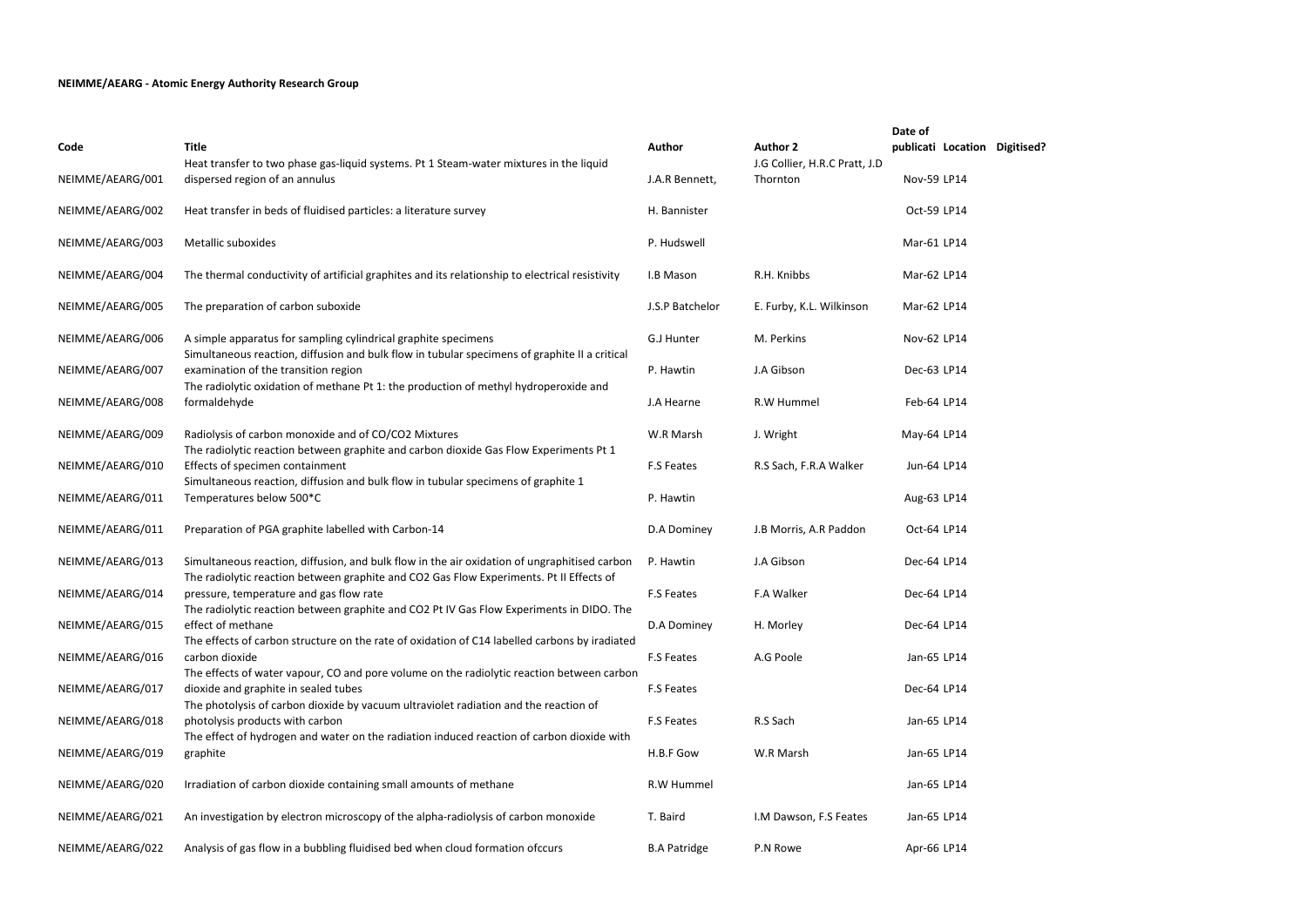**NEIMME/AEARG - Atomic Energy Authority Research Group**

| Code | Title | Author | Author 2 | Date of publicati | Location | Digitised? |
|---|---|---|---|---|---|---|
| NEIMME/AEARG/001 | Heat transfer to two phase gas-liquid systems. Pt 1 Steam-water mixtures in the liquid dispersed region of an annulus | J.A.R Bennett, | J.G Collier, H.R.C Pratt, J.D Thornton | Nov-59 | LP14 | |
| NEIMME/AEARG/002 | Heat transfer in beds of fluidised particles: a literature survey | H. Bannister | | Oct-59 | LP14 | |
| NEIMME/AEARG/003 | Metallic suboxides | P. Hudswell | | Mar-61 | LP14 | |
| NEIMME/AEARG/004 | The thermal conductivity of artificial graphites and its relationship to electrical resistivity | I.B Mason | R.H. Knibbs | Mar-62 | LP14 | |
| NEIMME/AEARG/005 | The preparation of carbon suboxide | J.S.P Batchelor | E. Furby, K.L. Wilkinson | Mar-62 | LP14 | |
| NEIMME/AEARG/006 | A simple apparatus for sampling cylindrical graphite specimens | G.J Hunter | M. Perkins | Nov-62 | LP14 | |
| NEIMME/AEARG/007 | Simultaneous reaction, diffusion and bulk flow in tubular specimens of graphite II a critical examination of the transition region | P. Hawtin | J.A Gibson | Dec-63 | LP14 | |
| NEIMME/AEARG/008 | The radiolytic oxidation of methane Pt 1: the production of methyl hydroperoxide and formaldehyde | J.A Hearne | R.W Hummel | Feb-64 | LP14 | |
| NEIMME/AEARG/009 | Radiolysis of carbon monoxide and of CO/CO2 Mixtures | W.R Marsh | J. Wright | May-64 | LP14 | |
| NEIMME/AEARG/010 | The radiolytic reaction between graphite and carbon dioxide Gas Flow Experiments Pt 1 Effects of specimen containment | F.S Feates | R.S Sach, F.R.A Walker | Jun-64 | LP14 | |
| NEIMME/AEARG/011 | Simultaneous reaction, diffusion and bulk flow in tubular specimens of graphite 1 Temperatures below 500*C | P. Hawtin | | Aug-63 | LP14 | |
| NEIMME/AEARG/011 | Preparation of PGA graphite labelled with Carbon-14 | D.A Dominey | J.B Morris, A.R Paddon | Oct-64 | LP14 | |
| NEIMME/AEARG/013 | Simultaneous reaction, diffusion, and bulk flow in the air oxidation of ungraphitised carbon | P. Hawtin | J.A Gibson | Dec-64 | LP14 | |
| NEIMME/AEARG/014 | The radiolytic reaction between graphite and CO2 Gas Flow Experiments. Pt II Effects of pressure, temperature and gas flow rate | F.S Feates | F.A Walker | Dec-64 | LP14 | |
| NEIMME/AEARG/015 | The radiolytic reaction between graphite and CO2 Pt IV Gas Flow Experiments in DIDO. The effect of methane | D.A Dominey | H. Morley | Dec-64 | LP14 | |
| NEIMME/AEARG/016 | The effects of carbon structure on the rate of oxidation of C14 labelled carbons by irradiated carbon dioxide | F.S Feates | A.G Poole | Jan-65 | LP14 | |
| NEIMME/AEARG/017 | The effects of water vapour, CO and pore volume on the radiolytic reaction between carbon dioxide and graphite in sealed tubes | F.S Feates | | Dec-64 | LP14 | |
| NEIMME/AEARG/018 | The photolysis of carbon dioxide by vacuum ultraviolet radiation and the reaction of photolysis products with carbon | F.S Feates | R.S Sach | Jan-65 | LP14 | |
| NEIMME/AEARG/019 | The effect of hydrogen and water on the radiation induced reaction of carbon dioxide with graphite | H.B.F Gow | W.R Marsh | Jan-65 | LP14 | |
| NEIMME/AEARG/020 | Irradiation of carbon dioxide containing small amounts of methane | R.W Hummel | | Jan-65 | LP14 | |
| NEIMME/AEARG/021 | An investigation by electron microscopy of the alpha-radiolysis of carbon monoxide | T. Baird | I.M Dawson, F.S Feates | Jan-65 | LP14 | |
| NEIMME/AEARG/022 | Analysis of gas flow in a bubbling fluidised bed when cloud formation ofccurs | B.A Patridge | P.N Rowe | Apr-66 | LP14 | |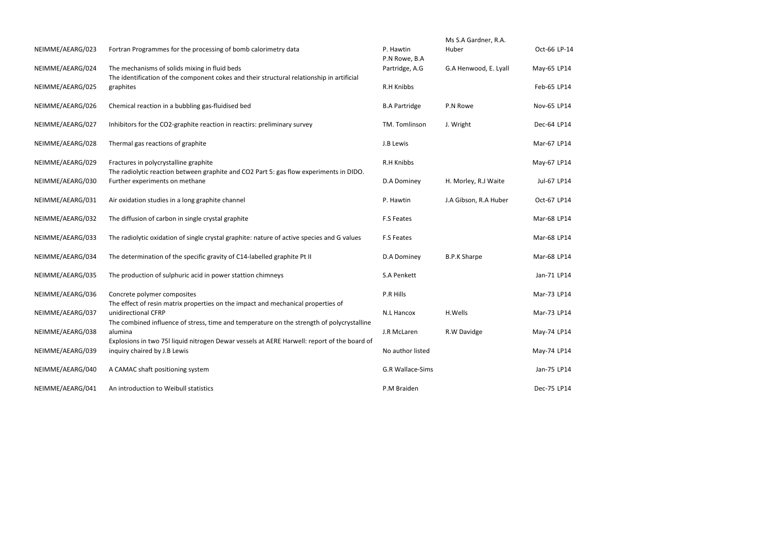| | | | | | |
|---|---|---|---|---|---|
| NEIMME/AEARG/023 | Fortran Programmes for the processing of bomb calorimetry data | P. Hawtin | Ms S.A Gardner, R.A. Huber | Oct-66 | LP-14 |
| NEIMME/AEARG/024 | The mechanisms of solids mixing in fluid beds | P.N Rowe, B.A Partridge, A.G | G.A Henwood, E. Lyall | May-65 | LP14 |
| NEIMME/AEARG/025 | The identification of the component cokes and their structural relationship in artificial graphites | R.H Knibbs | | Feb-65 | LP14 |
| NEIMME/AEARG/026 | Chemical reaction in a bubbling gas-fluidised bed | B.A Partridge | P.N Rowe | Nov-65 | LP14 |
| NEIMME/AEARG/027 | Inhibitors for the CO2-graphite reaction in reactirs: preliminary survey | TM. Tomlinson | J. Wright | Dec-64 | LP14 |
| NEIMME/AEARG/028 | Thermal gas reactions of graphite | J.B Lewis | | Mar-67 | LP14 |
| NEIMME/AEARG/029 | Fractures in polycrystalline graphite | R.H Knibbs | | May-67 | LP14 |
| NEIMME/AEARG/030 | The radiolytic reaction between graphite and CO2 Part 5: gas flow experiments in DIDO. Further experiments on methane | D.A Dominey | H. Morley, R.J Waite | Jul-67 | LP14 |
| NEIMME/AEARG/031 | Air oxidation studies in a long graphite channel | P. Hawtin | J.A Gibson, R.A Huber | Oct-67 | LP14 |
| NEIMME/AEARG/032 | The diffusion of carbon in single crystal graphite | F.S Feates | | Mar-68 | LP14 |
| NEIMME/AEARG/033 | The radiolytic oxidation of single crystal graphite: nature of active species and G values | F.S Feates | | Mar-68 | LP14 |
| NEIMME/AEARG/034 | The determination of the specific gravity of C14-labelled graphite Pt II | D.A Dominey | B.P.K Sharpe | Mar-68 | LP14 |
| NEIMME/AEARG/035 | The production of sulphuric acid in power stattion chimneys | S.A Penkett | | Jan-71 | LP14 |
| NEIMME/AEARG/036 | Concrete polymer composites | P.R Hills | | Mar-73 | LP14 |
| NEIMME/AEARG/037 | The effect of resin matrix properties on the impact and mechanical properties of unidirectional CFRP | N.L Hancox | H.Wells | Mar-73 | LP14 |
| NEIMME/AEARG/038 | The combined influence of stress, time and temperature on the strength of polycrystalline alumina | J.R McLaren | R.W Davidge | May-74 | LP14 |
| NEIMME/AEARG/039 | Explosions in two 75l liquid nitrogen Dewar vessels at AERE Harwell: report of the board of inquiry chaired by J.B Lewis | No author listed | | May-74 | LP14 |
| NEIMME/AEARG/040 | A CAMAC shaft positioning system | G.R Wallace-Sims | | Jan-75 | LP14 |
| NEIMME/AEARG/041 | An introduction to Weibull statistics | P.M Braiden | | Dec-75 | LP14 |